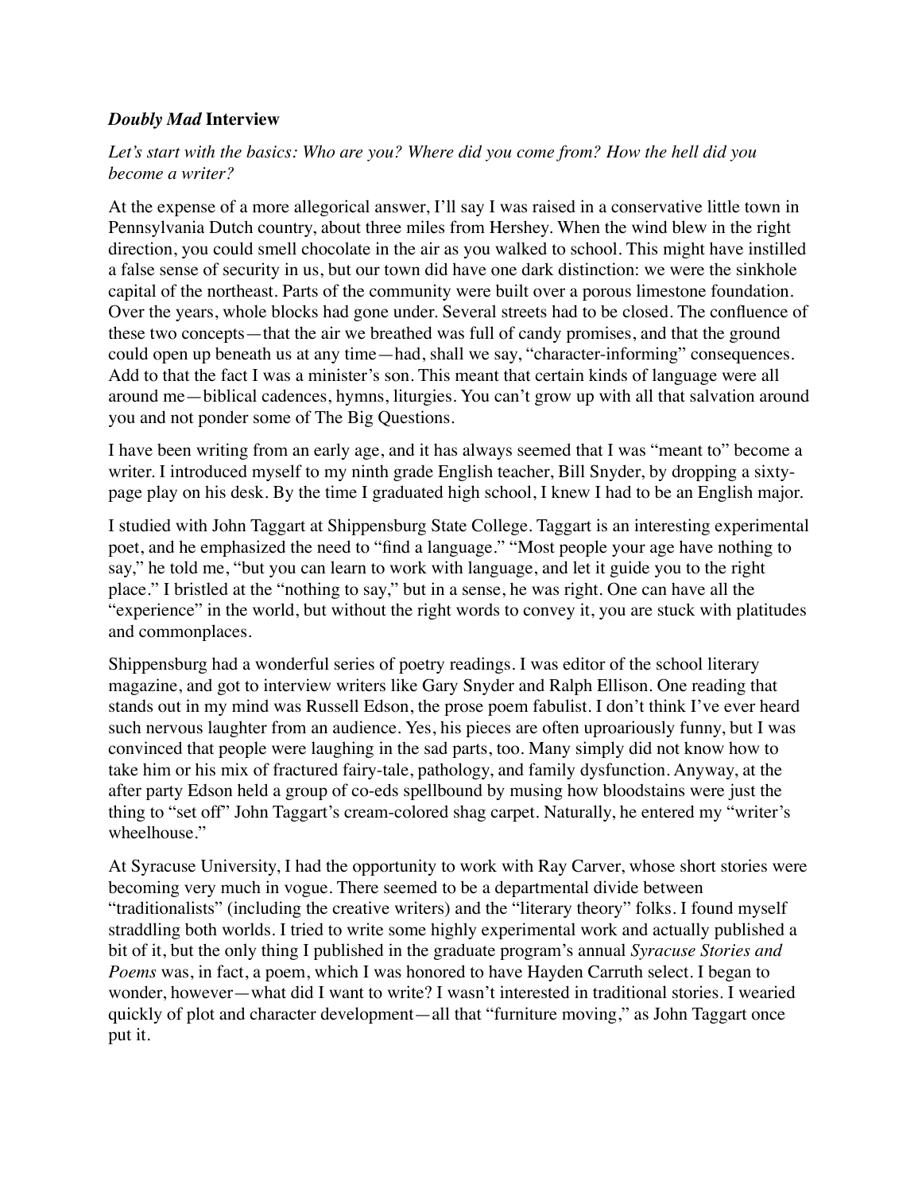### ***Doubly Mad* Interview**

*Let's start with the basics: Who are you? Where did you come from? How the hell did you become a writer?*

At the expense of a more allegorical answer, I'll say I was raised in a conservative little town in Pennsylvania Dutch country, about three miles from Hershey. When the wind blew in the right direction, you could smell chocolate in the air as you walked to school. This might have instilled a false sense of security in us, but our town did have one dark distinction: we were the sinkhole capital of the northeast. Parts of the community were built over a porous limestone foundation. Over the years, whole blocks had gone under. Several streets had to be closed. The confluence of these two concepts—that the air we breathed was full of candy promises, and that the ground could open up beneath us at any time—had, shall we say, "character-informing" consequences. Add to that the fact I was a minister's son. This meant that certain kinds of language were all around me—biblical cadences, hymns, liturgies. You can't grow up with all that salvation around you and not ponder some of The Big Questions.

I have been writing from an early age, and it has always seemed that I was "meant to" become a writer. I introduced myself to my ninth grade English teacher, Bill Snyder, by dropping a sixty-page play on his desk. By the time I graduated high school, I knew I had to be an English major.

I studied with John Taggart at Shippensburg State College. Taggart is an interesting experimental poet, and he emphasized the need to "find a language." "Most people your age have nothing to say," he told me, "but you can learn to work with language, and let it guide you to the right place." I bristled at the "nothing to say," but in a sense, he was right. One can have all the "experience" in the world, but without the right words to convey it, you are stuck with platitudes and commonplaces.

Shippensburg had a wonderful series of poetry readings. I was editor of the school literary magazine, and got to interview writers like Gary Snyder and Ralph Ellison. One reading that stands out in my mind was Russell Edson, the prose poem fabulist. I don't think I've ever heard such nervous laughter from an audience. Yes, his pieces are often uproariously funny, but I was convinced that people were laughing in the sad parts, too. Many simply did not know how to take him or his mix of fractured fairy-tale, pathology, and family dysfunction. Anyway, at the after party Edson held a group of co-eds spellbound by musing how bloodstains were just the thing to "set off" John Taggart's cream-colored shag carpet. Naturally, he entered my "writer's wheelhouse."

At Syracuse University, I had the opportunity to work with Ray Carver, whose short stories were becoming very much in vogue. There seemed to be a departmental divide between "traditionalists" (including the creative writers) and the "literary theory" folks. I found myself straddling both worlds. I tried to write some highly experimental work and actually published a bit of it, but the only thing I published in the graduate program's annual *Syracuse Stories and Poems* was, in fact, a poem, which I was honored to have Hayden Carruth select. I began to wonder, however—what did I want to write? I wasn't interested in traditional stories. I wearied quickly of plot and character development—all that "furniture moving," as John Taggart once put it.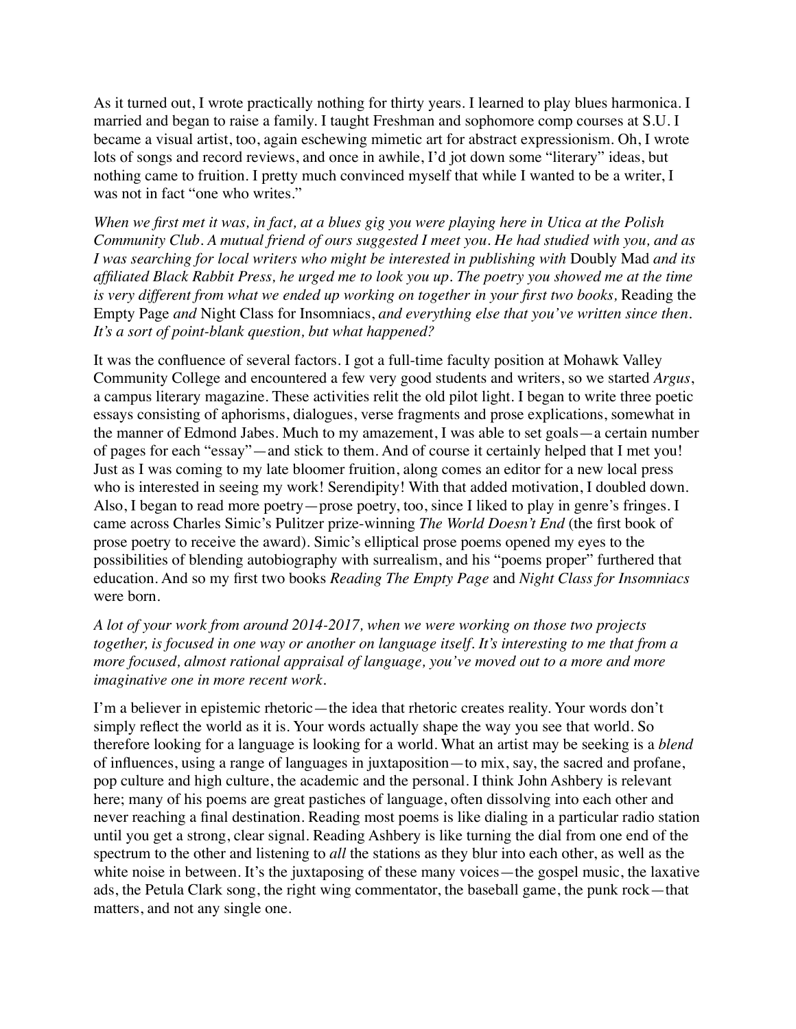As it turned out, I wrote practically nothing for thirty years. I learned to play blues harmonica. I married and began to raise a family. I taught Freshman and sophomore comp courses at S.U. I became a visual artist, too, again eschewing mimetic art for abstract expressionism. Oh, I wrote lots of songs and record reviews, and once in awhile, I'd jot down some "literary" ideas, but nothing came to fruition. I pretty much convinced myself that while I wanted to be a writer, I was not in fact "one who writes."

*When we first met it was, in fact, at a blues gig you were playing here in Utica at the Polish Community Club. A mutual friend of ours suggested I meet you. He had studied with you, and as I was searching for local writers who might be interested in publishing with* Doubly Mad *and its affiliated Black Rabbit Press, he urged me to look you up. The poetry you showed me at the time is very different from what we ended up working on together in your first two books,* Reading the Empty Page *and* Night Class for Insomniacs, *and everything else that you've written since then. It's a sort of point-blank question, but what happened?*

It was the confluence of several factors. I got a full-time faculty position at Mohawk Valley Community College and encountered a few very good students and writers, so we started *Argus*, a campus literary magazine. These activities relit the old pilot light. I began to write three poetic essays consisting of aphorisms, dialogues, verse fragments and prose explications, somewhat in the manner of Edmond Jabes. Much to my amazement, I was able to set goals—a certain number of pages for each "essay"—and stick to them. And of course it certainly helped that I met you! Just as I was coming to my late bloomer fruition, along comes an editor for a new local press who is interested in seeing my work! Serendipity! With that added motivation, I doubled down. Also, I began to read more poetry—prose poetry, too, since I liked to play in genre's fringes. I came across Charles Simic's Pulitzer prize-winning *The World Doesn't End* (the first book of prose poetry to receive the award). Simic's elliptical prose poems opened my eyes to the possibilities of blending autobiography with surrealism, and his "poems proper" furthered that education. And so my first two books *Reading The Empty Page* and *Night Class for Insomniacs* were born.

*A lot of your work from around 2014-2017, when we were working on those two projects together, is focused in one way or another on language itself. It's interesting to me that from a more focused, almost rational appraisal of language, you've moved out to a more and more imaginative one in more recent work.*

I'm a believer in epistemic rhetoric—the idea that rhetoric creates reality. Your words don't simply reflect the world as it is. Your words actually shape the way you see that world. So therefore looking for a language is looking for a world. What an artist may be seeking is a *blend* of influences, using a range of languages in juxtaposition—to mix, say, the sacred and profane, pop culture and high culture, the academic and the personal. I think John Ashbery is relevant here; many of his poems are great pastiches of language, often dissolving into each other and never reaching a final destination. Reading most poems is like dialing in a particular radio station until you get a strong, clear signal. Reading Ashbery is like turning the dial from one end of the spectrum to the other and listening to *all* the stations as they blur into each other, as well as the white noise in between. It's the juxtaposing of these many voices—the gospel music, the laxative ads, the Petula Clark song, the right wing commentator, the baseball game, the punk rock—that matters, and not any single one.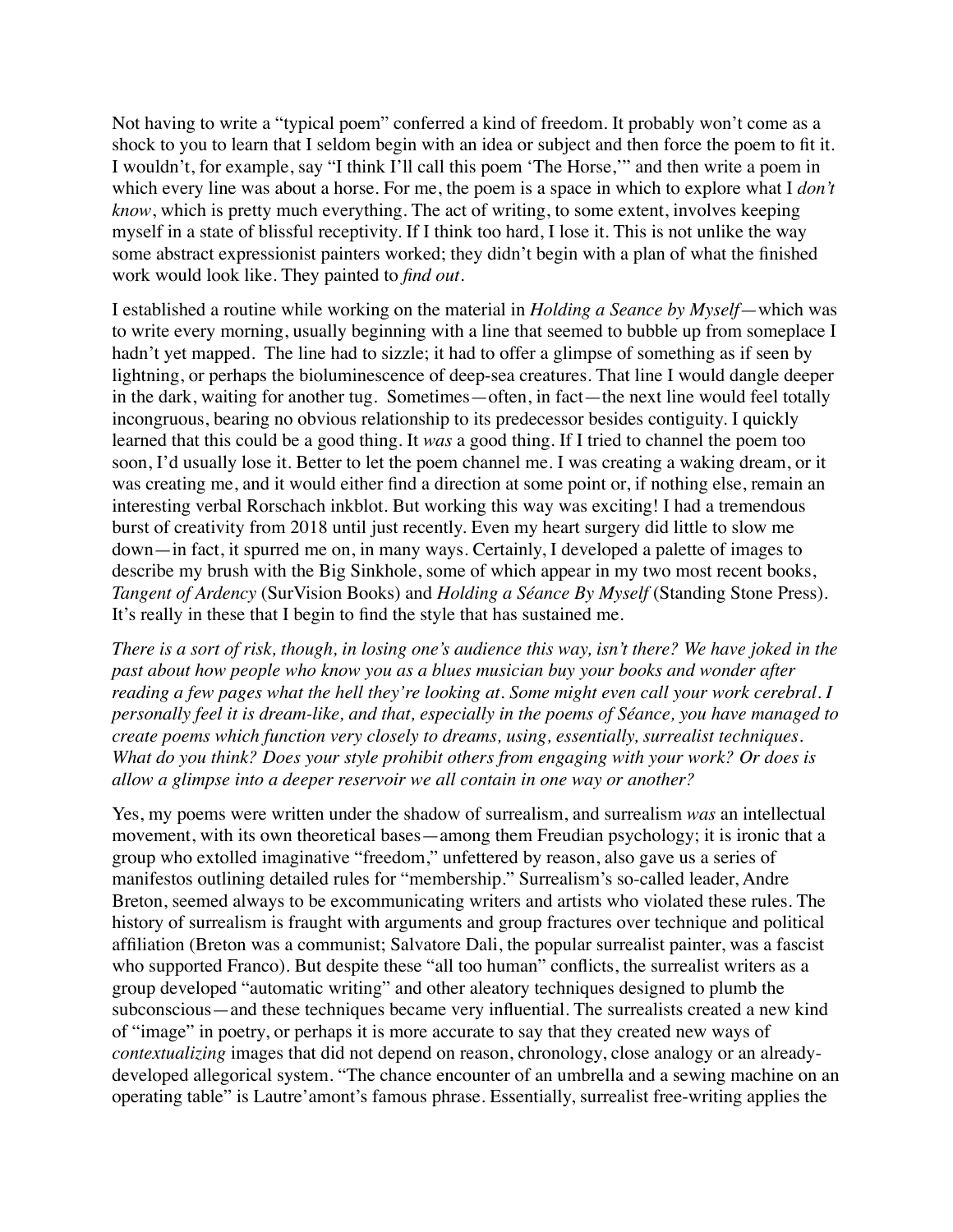Not having to write a "typical poem" conferred a kind of freedom. It probably won't come as a shock to you to learn that I seldom begin with an idea or subject and then force the poem to fit it. I wouldn't, for example, say "I think I'll call this poem 'The Horse,'" and then write a poem in which every line was about a horse. For me, the poem is a space in which to explore what I *don't know*, which is pretty much everything. The act of writing, to some extent, involves keeping myself in a state of blissful receptivity. If I think too hard, I lose it. This is not unlike the way some abstract expressionist painters worked; they didn't begin with a plan of what the finished work would look like. They painted to *find out*.

I established a routine while working on the material in *Holding a Seance by Myself*—which was to write every morning, usually beginning with a line that seemed to bubble up from someplace I hadn't yet mapped. The line had to sizzle; it had to offer a glimpse of something as if seen by lightning, or perhaps the bioluminescence of deep-sea creatures. That line I would dangle deeper in the dark, waiting for another tug. Sometimes—often, in fact—the next line would feel totally incongruous, bearing no obvious relationship to its predecessor besides contiguity. I quickly learned that this could be a good thing. It *was* a good thing. If I tried to channel the poem too soon, I'd usually lose it. Better to let the poem channel me. I was creating a waking dream, or it was creating me, and it would either find a direction at some point or, if nothing else, remain an interesting verbal Rorschach inkblot. But working this way was exciting! I had a tremendous burst of creativity from 2018 until just recently. Even my heart surgery did little to slow me down—in fact, it spurred me on, in many ways. Certainly, I developed a palette of images to describe my brush with the Big Sinkhole, some of which appear in my two most recent books, *Tangent of Ardency* (SurVision Books) and *Holding a Séance By Myself* (Standing Stone Press). It's really in these that I begin to find the style that has sustained me.

*There is a sort of risk, though, in losing one's audience this way, isn't there? We have joked in the past about how people who know you as a blues musician buy your books and wonder after reading a few pages what the hell they're looking at. Some might even call your work cerebral. I personally feel it is dream-like, and that, especially in the poems of Séance, you have managed to create poems which function very closely to dreams, using, essentially, surrealist techniques. What do you think? Does your style prohibit others from engaging with your work? Or does is allow a glimpse into a deeper reservoir we all contain in one way or another?*

Yes, my poems were written under the shadow of surrealism, and surrealism *was* an intellectual movement, with its own theoretical bases—among them Freudian psychology; it is ironic that a group who extolled imaginative "freedom," unfettered by reason, also gave us a series of manifestos outlining detailed rules for "membership." Surrealism's so-called leader, Andre Breton, seemed always to be excommunicating writers and artists who violated these rules. The history of surrealism is fraught with arguments and group fractures over technique and political affiliation (Breton was a communist; Salvatore Dali, the popular surrealist painter, was a fascist who supported Franco). But despite these "all too human" conflicts, the surrealist writers as a group developed "automatic writing" and other aleatory techniques designed to plumb the subconscious—and these techniques became very influential. The surrealists created a new kind of "image" in poetry, or perhaps it is more accurate to say that they created new ways of *contextualizing* images that did not depend on reason, chronology, close analogy or an already-developed allegorical system. "The chance encounter of an umbrella and a sewing machine on an operating table" is Lautre'amont's famous phrase. Essentially, surrealist free-writing applies the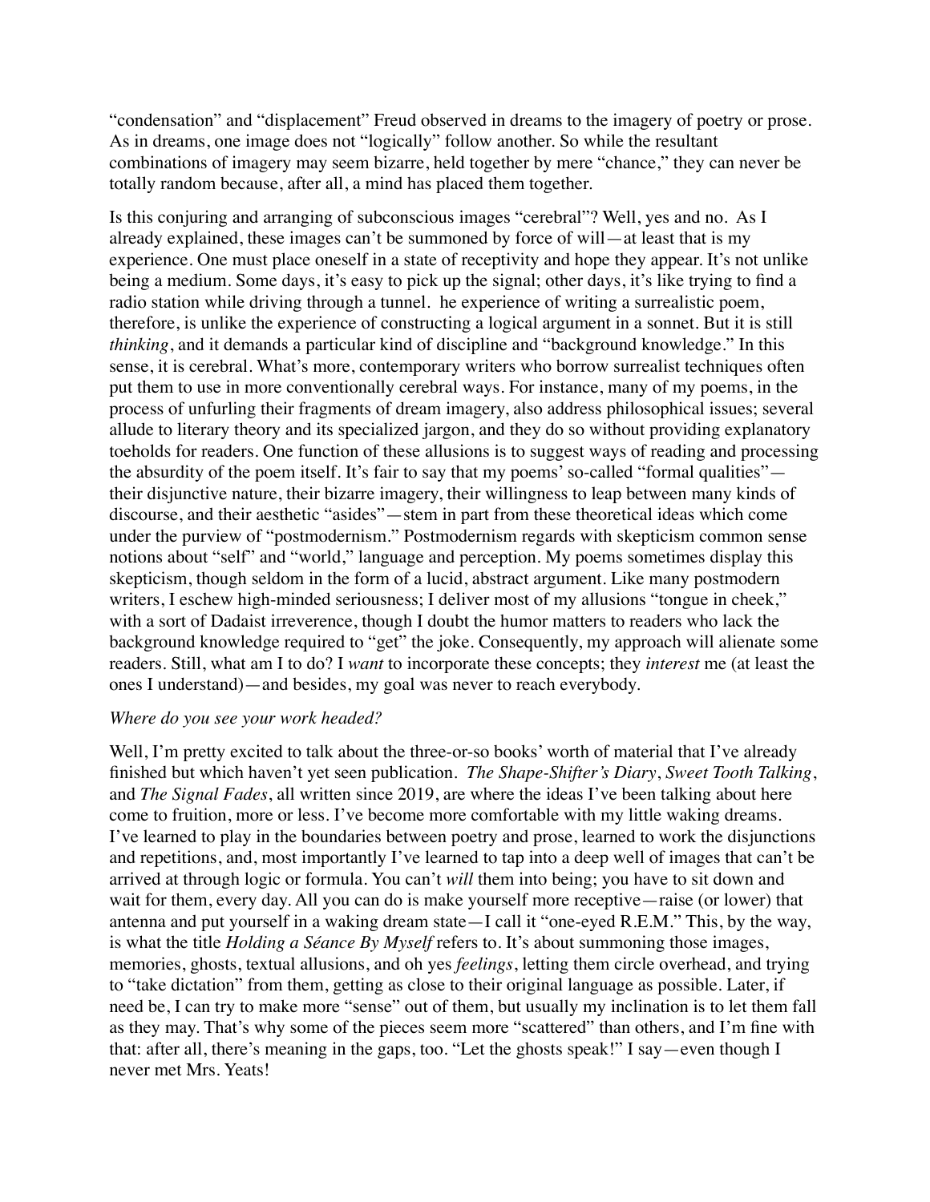"condensation" and "displacement" Freud observed in dreams to the imagery of poetry or prose. As in dreams, one image does not "logically" follow another. So while the resultant combinations of imagery may seem bizarre, held together by mere "chance," they can never be totally random because, after all, a mind has placed them together.

Is this conjuring and arranging of subconscious images "cerebral"? Well, yes and no. As I already explained, these images can't be summoned by force of will—at least that is my experience. One must place oneself in a state of receptivity and hope they appear. It's not unlike being a medium. Some days, it's easy to pick up the signal; other days, it's like trying to find a radio station while driving through a tunnel. he experience of writing a surrealistic poem, therefore, is unlike the experience of constructing a logical argument in a sonnet. But it is still *thinking*, and it demands a particular kind of discipline and "background knowledge." In this sense, it is cerebral. What's more, contemporary writers who borrow surrealist techniques often put them to use in more conventionally cerebral ways. For instance, many of my poems, in the process of unfurling their fragments of dream imagery, also address philosophical issues; several allude to literary theory and its specialized jargon, and they do so without providing explanatory toeholds for readers. One function of these allusions is to suggest ways of reading and processing the absurdity of the poem itself. It's fair to say that my poems' so-called "formal qualities"—their disjunctive nature, their bizarre imagery, their willingness to leap between many kinds of discourse, and their aesthetic "asides"—stem in part from these theoretical ideas which come under the purview of "postmodernism." Postmodernism regards with skepticism common sense notions about "self" and "world," language and perception. My poems sometimes display this skepticism, though seldom in the form of a lucid, abstract argument. Like many postmodern writers, I eschew high-minded seriousness; I deliver most of my allusions "tongue in cheek," with a sort of Dadaist irreverence, though I doubt the humor matters to readers who lack the background knowledge required to "get" the joke. Consequently, my approach will alienate some readers. Still, what am I to do? I *want* to incorporate these concepts; they *interest* me (at least the ones I understand)—and besides, my goal was never to reach everybody.

*Where do you see your work headed?*

Well, I'm pretty excited to talk about the three-or-so books' worth of material that I've already finished but which haven't yet seen publication. *The Shape-Shifter's Diary*, *Sweet Tooth Talking*, and *The Signal Fades*, all written since 2019, are where the ideas I've been talking about here come to fruition, more or less. I've become more comfortable with my little waking dreams. I've learned to play in the boundaries between poetry and prose, learned to work the disjunctions and repetitions, and, most importantly I've learned to tap into a deep well of images that can't be arrived at through logic or formula. You can't *will* them into being; you have to sit down and wait for them, every day. All you can do is make yourself more receptive—raise (or lower) that antenna and put yourself in a waking dream state—I call it "one-eyed R.E.M." This, by the way, is what the title *Holding a Séance By Myself* refers to. It's about summoning those images, memories, ghosts, textual allusions, and oh yes *feelings*, letting them circle overhead, and trying to "take dictation" from them, getting as close to their original language as possible. Later, if need be, I can try to make more "sense" out of them, but usually my inclination is to let them fall as they may. That's why some of the pieces seem more "scattered" than others, and I'm fine with that: after all, there's meaning in the gaps, too. "Let the ghosts speak!" I say—even though I never met Mrs. Yeats!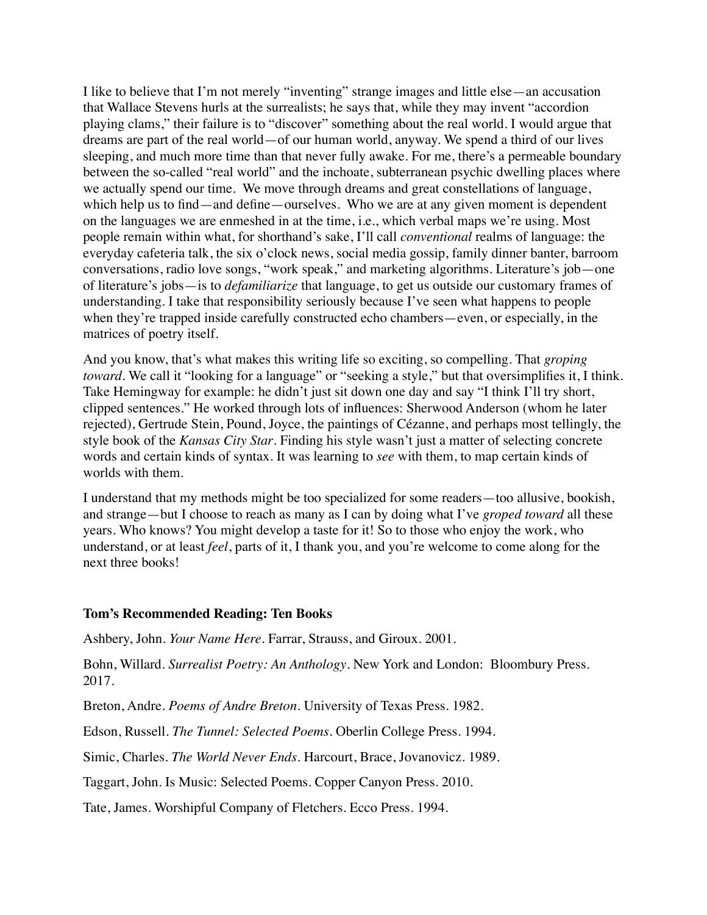I like to believe that I'm not merely "inventing" strange images and little else—an accusation that Wallace Stevens hurls at the surrealists; he says that, while they may invent "accordion playing clams," their failure is to "discover" something about the real world. I would argue that dreams are part of the real world—of our human world, anyway. We spend a third of our lives sleeping, and much more time than that never fully awake. For me, there's a permeable boundary between the so-called "real world" and the inchoate, subterranean psychic dwelling places where we actually spend our time. We move through dreams and great constellations of language, which help us to find—and define—ourselves. Who we are at any given moment is dependent on the languages we are enmeshed in at the time, i.e., which verbal maps we're using. Most people remain within what, for shorthand's sake, I'll call *conventional* realms of language: the everyday cafeteria talk, the six o'clock news, social media gossip, family dinner banter, barroom conversations, radio love songs, "work speak," and marketing algorithms. Literature's job—one of literature's jobs—is to *defamiliarize* that language, to get us outside our customary frames of understanding. I take that responsibility seriously because I've seen what happens to people when they're trapped inside carefully constructed echo chambers—even, or especially, in the matrices of poetry itself.

And you know, that's what makes this writing life so exciting, so compelling. That *groping toward*. We call it "looking for a language" or "seeking a style," but that oversimplifies it, I think. Take Hemingway for example: he didn't just sit down one day and say "I think I'll try short, clipped sentences." He worked through lots of influences: Sherwood Anderson (whom he later rejected), Gertrude Stein, Pound, Joyce, the paintings of Cézanne, and perhaps most tellingly, the style book of the *Kansas City Star*. Finding his style wasn't just a matter of selecting concrete words and certain kinds of syntax. It was learning to *see* with them, to map certain kinds of worlds with them.

I understand that my methods might be too specialized for some readers—too allusive, bookish, and strange—but I choose to reach as many as I can by doing what I've *groped toward* all these years. Who knows? You might develop a taste for it! So to those who enjoy the work, who understand, or at least *feel*, parts of it, I thank you, and you're welcome to come along for the next three books!

**Tom's Recommended Reading: Ten Books**

Ashbery, John. *Your Name Here*. Farrar, Strauss, and Giroux. 2001.

Bohn, Willard. *Surrealist Poetry: An Anthology*. New York and London: Bloombury Press. 2017.

Breton, Andre. *Poems of Andre Breton*. University of Texas Press. 1982.

Edson, Russell. *The Tunnel: Selected Poems*. Oberlin College Press. 1994.

Simic, Charles. *The World Never Ends*. Harcourt, Brace, Jovanovicz. 1989.

Taggart, John. Is Music: Selected Poems. Copper Canyon Press. 2010.

Tate, James. Worshipful Company of Fletchers. Ecco Press. 1994.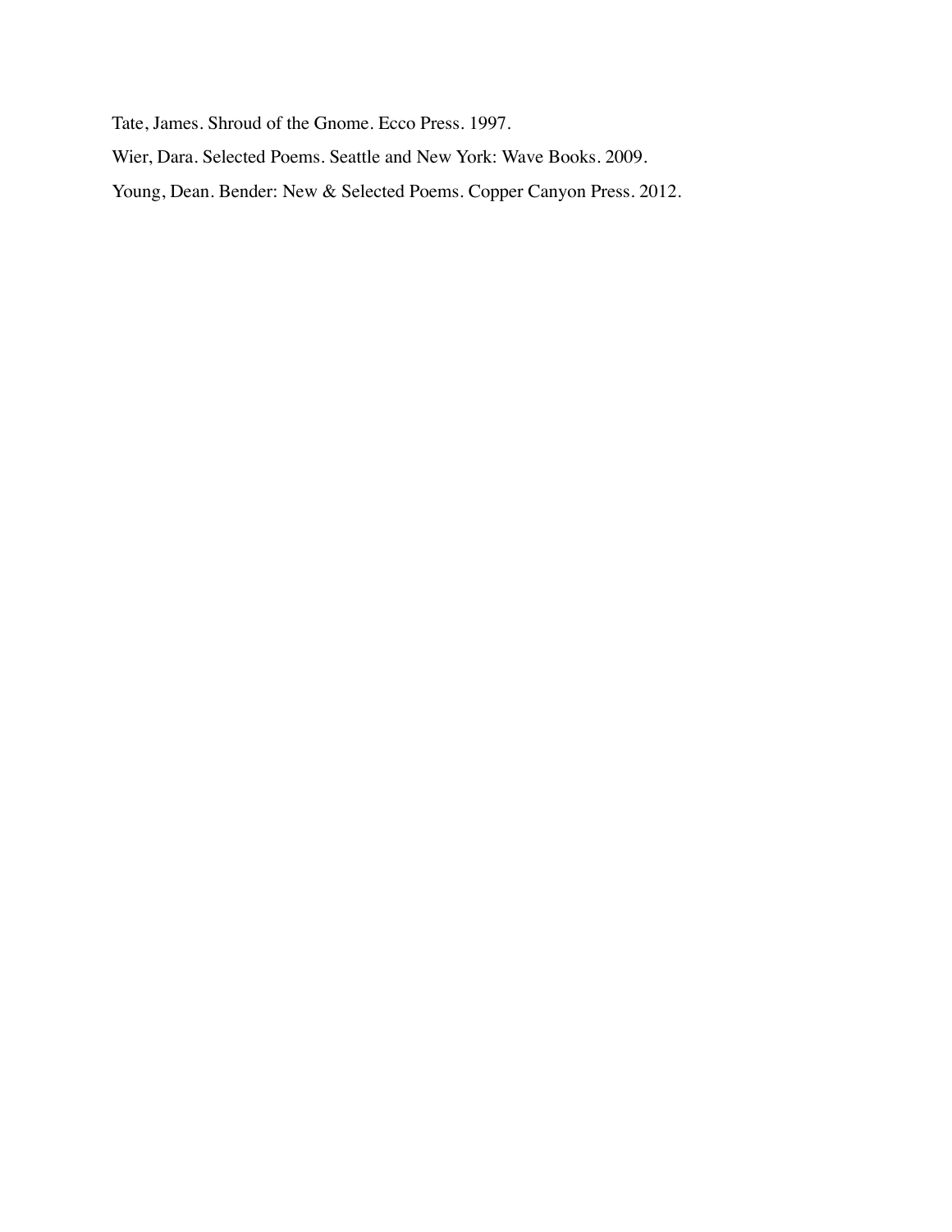Tate, James. Shroud of the Gnome. Ecco Press. 1997.

Wier, Dara. Selected Poems. Seattle and New York: Wave Books. 2009.

Young, Dean. Bender: New & Selected Poems. Copper Canyon Press. 2012.